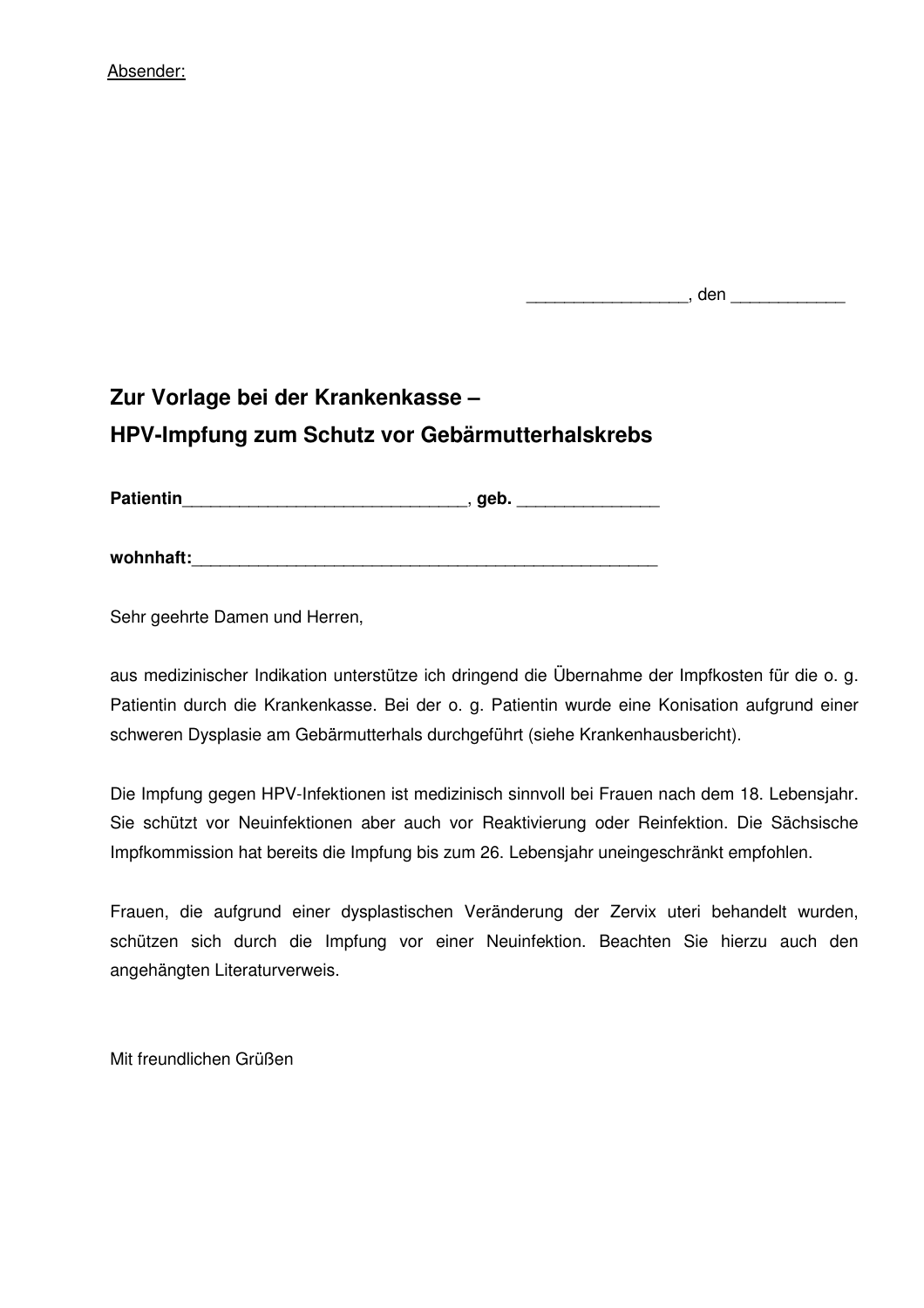Absender:

_________________, den ____________

## Zur Vorlage bei der Krankenkasse – HPV-Impfung zum Schutz vor Gebärmutterhalskrebs

**Patientin______________________________, geb. _______________**

**wohnhaft:___________________________________________________**

Sehr geehrte Damen und Herren,

aus medizinischer Indikation unterstütze ich dringend die Übernahme der Impfkosten für die o. g. Patientin durch die Krankenkasse. Bei der o. g. Patientin wurde eine Konisation aufgrund einer schweren Dysplasie am Gebärmutterhals durchgeführt (siehe Krankenhausbericht).

Die Impfung gegen HPV-Infektionen ist medizinisch sinnvoll bei Frauen nach dem 18. Lebensjahr. Sie schützt vor Neuinfektionen aber auch vor Reaktivierung oder Reinfektion. Die Sächsische Impfkommission hat bereits die Impfung bis zum 26. Lebensjahr uneingeschränkt empfohlen.

Frauen, die aufgrund einer dysplastischen Veränderung der Zervix uteri behandelt wurden, schützen sich durch die Impfung vor einer Neuinfektion. Beachten Sie hierzu auch den angehängten Literaturverweis.

Mit freundlichen Grüßen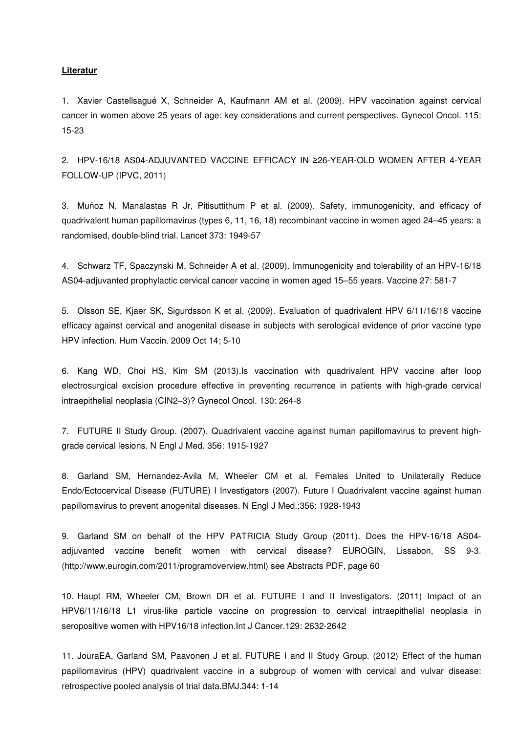**Literatur**

1. Xavier Castellsagué X, Schneider A, Kaufmann AM et al. (2009). HPV vaccination against cervical cancer in women above 25 years of age: key considerations and current perspectives. Gynecol Oncol. 115: 15-23

2. HPV-16/18 AS04-ADJUVANTED VACCINE EFFICACY IN ≥26-YEAR-OLD WOMEN AFTER 4-YEAR FOLLOW-UP (IPVC, 2011)

3. Muñoz N, Manalastas R Jr, Pitisuttithum P et al. (2009). Safety, immunogenicity, and efficacy of quadrivalent human papillomavirus (types 6, 11, 16, 18) recombinant vaccine in women aged 24–45 years: a randomised, double-blind trial. Lancet 373: 1949-57

4. Schwarz TF, Spaczynski M, Schneider A et al. (2009). Immunogenicity and tolerability of an HPV-16/18 AS04-adjuvanted prophylactic cervical cancer vaccine in women aged 15–55 years. Vaccine 27: 581-7

5. Olsson SE, Kjaer SK, Sigurdsson K et al. (2009). Evaluation of quadrivalent HPV 6/11/16/18 vaccine efficacy against cervical and anogenital disease in subjects with serological evidence of prior vaccine type HPV infection. Hum Vaccin. 2009 Oct 14; 5-10

6. Kang WD, Choi HS, Kim SM (2013).Is vaccination with quadrivalent HPV vaccine after loop electrosurgical excision procedure effective in preventing recurrence in patients with high-grade cervical intraepithelial neoplasia (CIN2–3)? Gynecol Oncol. 130: 264-8

7. FUTURE II Study Group. (2007). Quadrivalent vaccine against human papillomavirus to prevent high-grade cervical lesions. N Engl J Med. 356: 1915-1927

8. Garland SM, Hernandez-Avila M, Wheeler CM et al. Females United to Unilaterally Reduce Endo/Ectocervical Disease (FUTURE) I Investigators (2007). Future I Quadrivalent vaccine against human papillomavirus to prevent anogenital diseases. N Engl J Med.;356: 1928-1943

9. Garland SM on behalf of the HPV PATRICIA Study Group (2011). Does the HPV-16/18 AS04-adjuvanted vaccine benefit women with cervical disease? EUROGIN, Lissabon, SS 9-3. (http://www.eurogin.com/2011/programoverview.html) see Abstracts PDF, page 60

10. Haupt RM, Wheeler CM, Brown DR et al. FUTURE I and II Investigators. (2011) Impact of an HPV6/11/16/18 L1 virus-like particle vaccine on progression to cervical intraepithelial neoplasia in seropositive women with HPV16/18 infection.Int J Cancer.129: 2632-2642

11. JouraEA, Garland SM, Paavonen J et al. FUTURE I and II Study Group. (2012) Effect of the human papillomavirus (HPV) quadrivalent vaccine in a subgroup of women with cervical and vulvar disease: retrospective pooled analysis of trial data.BMJ.344: 1-14